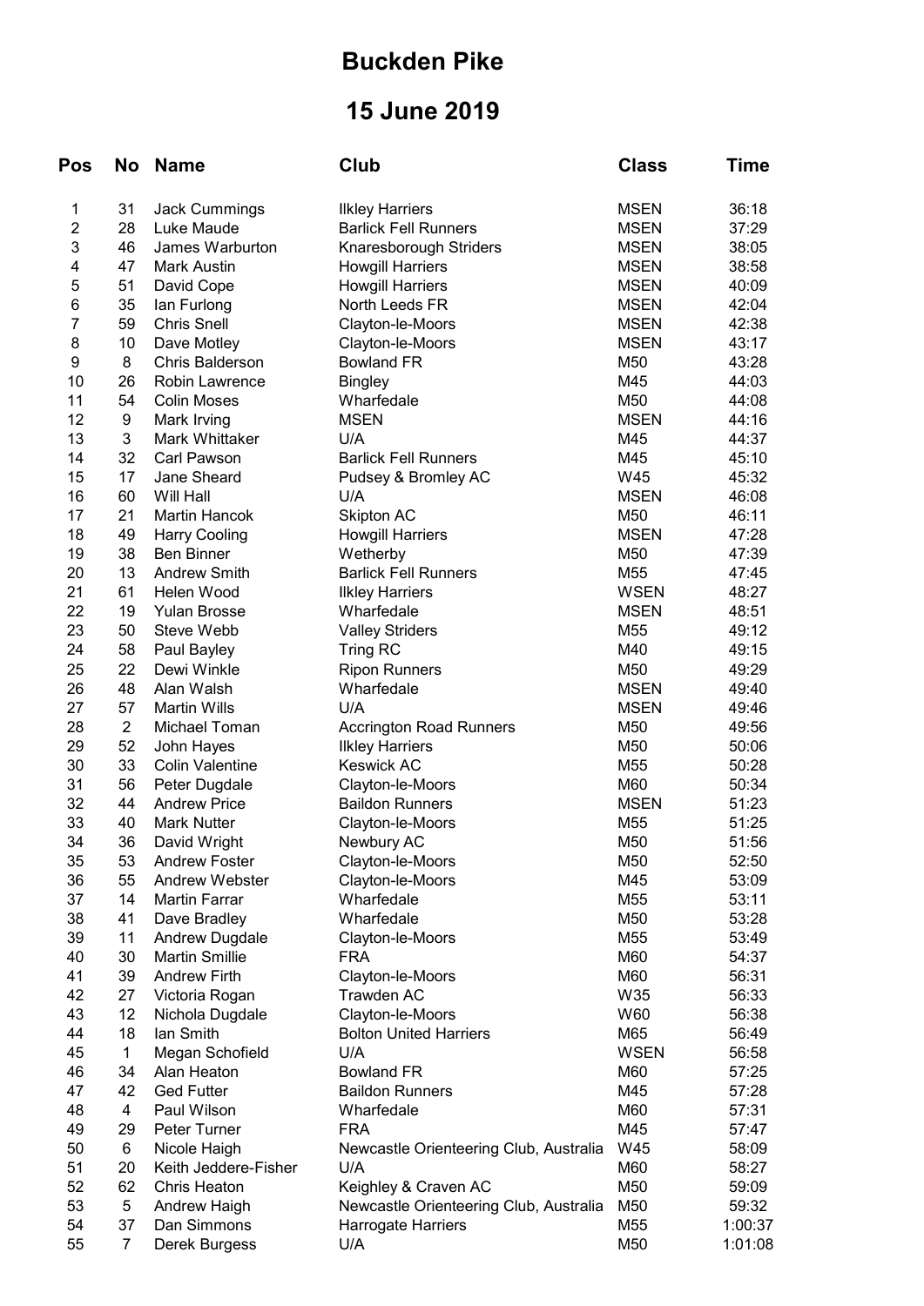# Buckden Pike

## 15 June 2019

| Pos | No | Name | Club | Class | Time |
|---|---|---|---|---|---|
| 1 | 31 | Jack Cummings | Ilkley Harriers | MSEN | 36:18 |
| 2 | 28 | Luke Maude | Barlick Fell Runners | MSEN | 37:29 |
| 3 | 46 | James Warburton | Knaresborough Striders | MSEN | 38:05 |
| 4 | 47 | Mark Austin | Howgill Harriers | MSEN | 38:58 |
| 5 | 51 | David Cope | Howgill Harriers | MSEN | 40:09 |
| 6 | 35 | Ian Furlong | North Leeds FR | MSEN | 42:04 |
| 7 | 59 | Chris Snell | Clayton-le-Moors | MSEN | 42:38 |
| 8 | 10 | Dave Motley | Clayton-le-Moors | MSEN | 43:17 |
| 9 | 8 | Chris Balderson | Bowland FR | M50 | 43:28 |
| 10 | 26 | Robin Lawrence | Bingley | M45 | 44:03 |
| 11 | 54 | Colin Moses | Wharfedale | M50 | 44:08 |
| 12 | 9 | Mark Irving | MSEN | | 44:16 |
| 13 | 3 | Mark Whittaker | U/A | M45 | 44:37 |
| 14 | 32 | Carl Pawson | Barlick Fell Runners | M45 | 45:10 |
| 15 | 17 | Jane Sheard | Pudsey & Bromley AC | W45 | 45:32 |
| 16 | 60 | Will Hall | U/A | MSEN | 46:08 |
| 17 | 21 | Martin Hancok | Skipton AC | M50 | 46:11 |
| 18 | 49 | Harry Cooling | Howgill Harriers | MSEN | 47:28 |
| 19 | 38 | Ben Binner | Wetherby | M50 | 47:39 |
| 20 | 13 | Andrew Smith | Barlick Fell Runners | M55 | 47:45 |
| 21 | 61 | Helen Wood | Ilkley Harriers | WSEN | 48:27 |
| 22 | 19 | Yulan Brosse | Wharfedale | MSEN | 48:51 |
| 23 | 50 | Steve Webb | Valley Striders | M55 | 49:12 |
| 24 | 58 | Paul Bayley | Tring RC | M40 | 49:15 |
| 25 | 22 | Dewi Winkle | Ripon Runners | M50 | 49:29 |
| 26 | 48 | Alan Walsh | Wharfedale | MSEN | 49:40 |
| 27 | 57 | Martin Wills | U/A | MSEN | 49:46 |
| 28 | 2 | Michael Toman | Accrington Road Runners | M50 | 49:56 |
| 29 | 52 | John Hayes | Ilkley Harriers | M50 | 50:06 |
| 30 | 33 | Colin Valentine | Keswick AC | M55 | 50:28 |
| 31 | 56 | Peter Dugdale | Clayton-le-Moors | M60 | 50:34 |
| 32 | 44 | Andrew Price | Baildon Runners | MSEN | 51:23 |
| 33 | 40 | Mark Nutter | Clayton-le-Moors | M55 | 51:25 |
| 34 | 36 | David Wright | Newbury AC | M50 | 51:56 |
| 35 | 53 | Andrew Foster | Clayton-le-Moors | M50 | 52:50 |
| 36 | 55 | Andrew Webster | Clayton-le-Moors | M45 | 53:09 |
| 37 | 14 | Martin Farrar | Wharfedale | M55 | 53:11 |
| 38 | 41 | Dave Bradley | Wharfedale | M50 | 53:28 |
| 39 | 11 | Andrew Dugdale | Clayton-le-Moors | M55 | 53:49 |
| 40 | 30 | Martin Smillie | FRA | M60 | 54:37 |
| 41 | 39 | Andrew Firth | Clayton-le-Moors | M60 | 56:31 |
| 42 | 27 | Victoria Rogan | Trawden AC | W35 | 56:33 |
| 43 | 12 | Nichola Dugdale | Clayton-le-Moors | W60 | 56:38 |
| 44 | 18 | Ian Smith | Bolton United Harriers | M65 | 56:49 |
| 45 | 1 | Megan Schofield | U/A | WSEN | 56:58 |
| 46 | 34 | Alan Heaton | Bowland FR | M60 | 57:25 |
| 47 | 42 | Ged Futter | Baildon Runners | M45 | 57:28 |
| 48 | 4 | Paul Wilson | Wharfedale | M60 | 57:31 |
| 49 | 29 | Peter Turner | FRA | M45 | 57:47 |
| 50 | 6 | Nicole Haigh | Newcastle Orienteering Club, Australia | W45 | 58:09 |
| 51 | 20 | Keith Jeddere-Fisher | U/A | M60 | 58:27 |
| 52 | 62 | Chris Heaton | Keighley & Craven AC | M50 | 59:09 |
| 53 | 5 | Andrew Haigh | Newcastle Orienteering Club, Australia | M50 | 59:32 |
| 54 | 37 | Dan Simmons | Harrogate Harriers | M55 | 1:00:37 |
| 55 | 7 | Derek Burgess | U/A | M50 | 1:01:08 |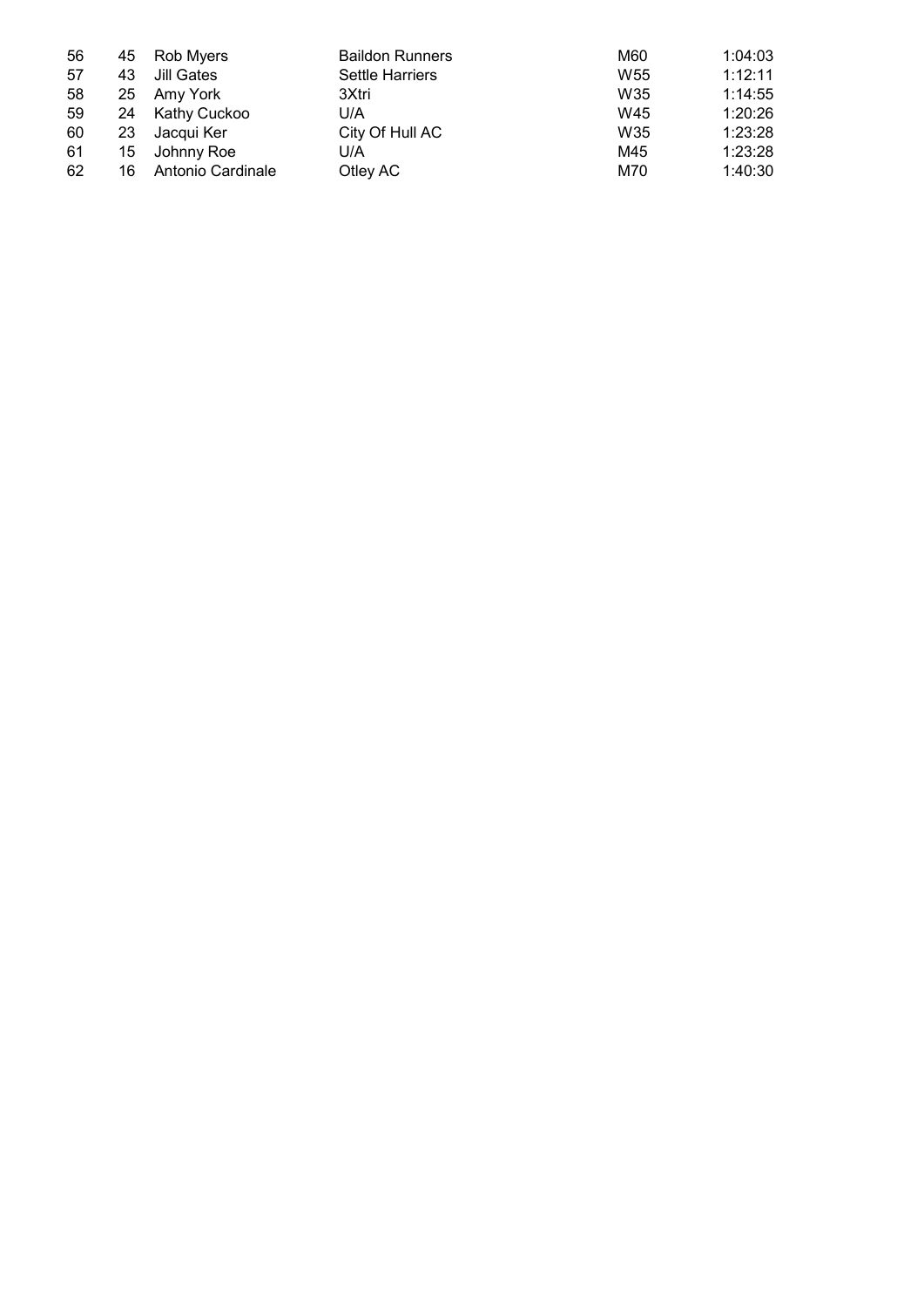| | | | | | |
|---|---|---|---|---|---|
| 56 | 45 | Rob Myers | Baildon Runners | M60 | 1:04:03 |
| 57 | 43 | Jill Gates | Settle Harriers | W55 | 1:12:11 |
| 58 | 25 | Amy York | 3Xtri | W35 | 1:14:55 |
| 59 | 24 | Kathy Cuckoo | U/A | W45 | 1:20:26 |
| 60 | 23 | Jacqui Ker | City Of Hull AC | W35 | 1:23:28 |
| 61 | 15 | Johnny Roe | U/A | M45 | 1:23:28 |
| 62 | 16 | Antonio Cardinale | Otley AC | M70 | 1:40:30 |